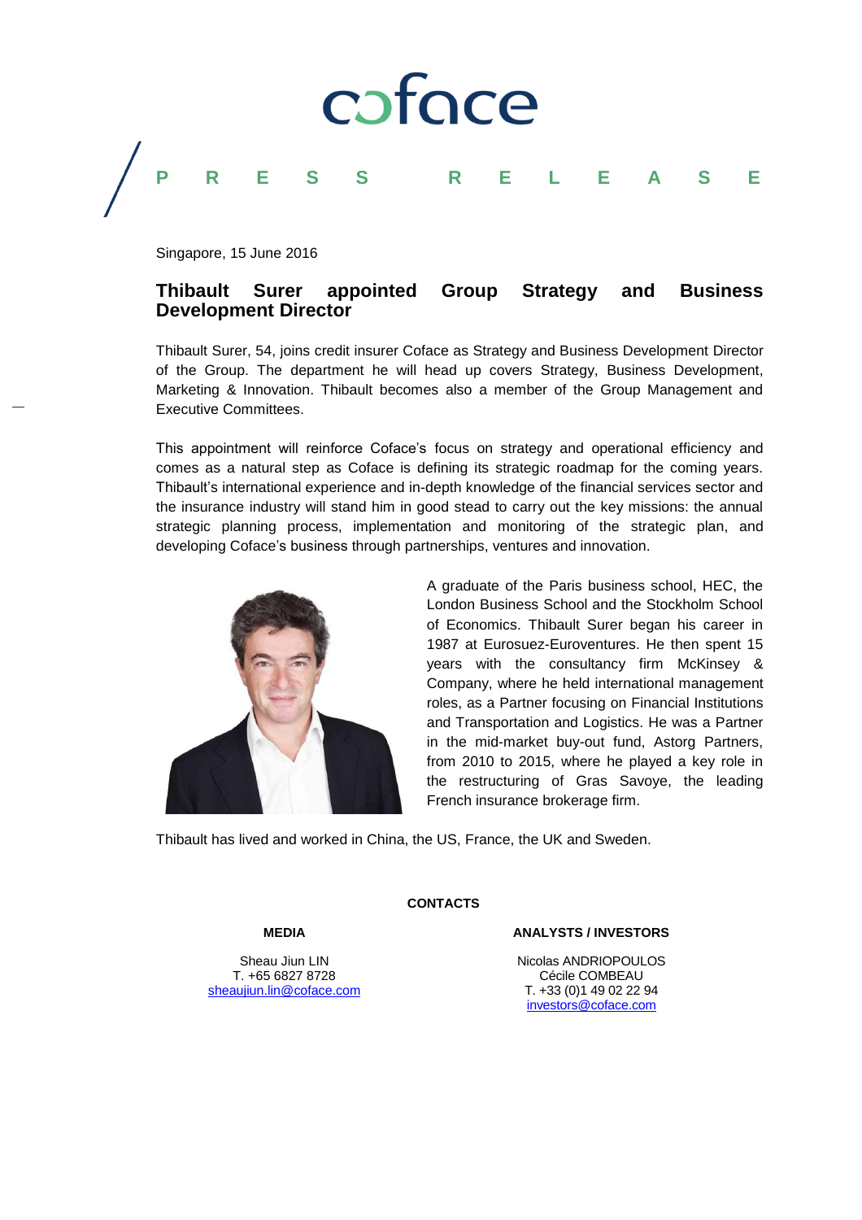coface

PRESS RELEASE

Singapore, 15 June 2016

# Thibault Surer appointed Group Strategy and Business Development Director

Thibault Surer, 54, joins credit insurer Coface as Strategy and Business Development Director of the Group. The department he will head up covers Strategy, Business Development, Marketing & Innovation. Thibault becomes also a member of the Group Management and Executive Committees.

This appointment will reinforce Coface's focus on strategy and operational efficiency and comes as a natural step as Coface is defining its strategic roadmap for the coming years. Thibault's international experience and in-depth knowledge of the financial services sector and the insurance industry will stand him in good stead to carry out the key missions: the annual strategic planning process, implementation and monitoring of the strategic plan, and developing Coface's business through partnerships, ventures and innovation.

A graduate of the Paris business school, HEC, the London Business School and the Stockholm School of Economics. Thibault Surer began his career in 1987 at Eurosuez-Euroventures. He then spent 15 years with the consultancy firm McKinsey & Company, where he held international management roles, as a Partner focusing on Financial Institutions and Transportation and Logistics. He was a Partner in the mid-market buy-out fund, Astorg Partners, from 2010 to 2015, where he played a key role in the restructuring of Gras Savoye, the leading French insurance brokerage firm.

Thibault has lived and worked in China, the US, France, the UK and Sweden.

**CONTACTS**

**MEDIA**

Sheau Jiun LIN
T. +65 6827 8728
sheaujiun.lin@coface.com

**ANALYSTS / INVESTORS**

Nicolas ANDRIOPOULOS
Cécile COMBEAU
T. +33 (0)1 49 02 22 94
investors@coface.com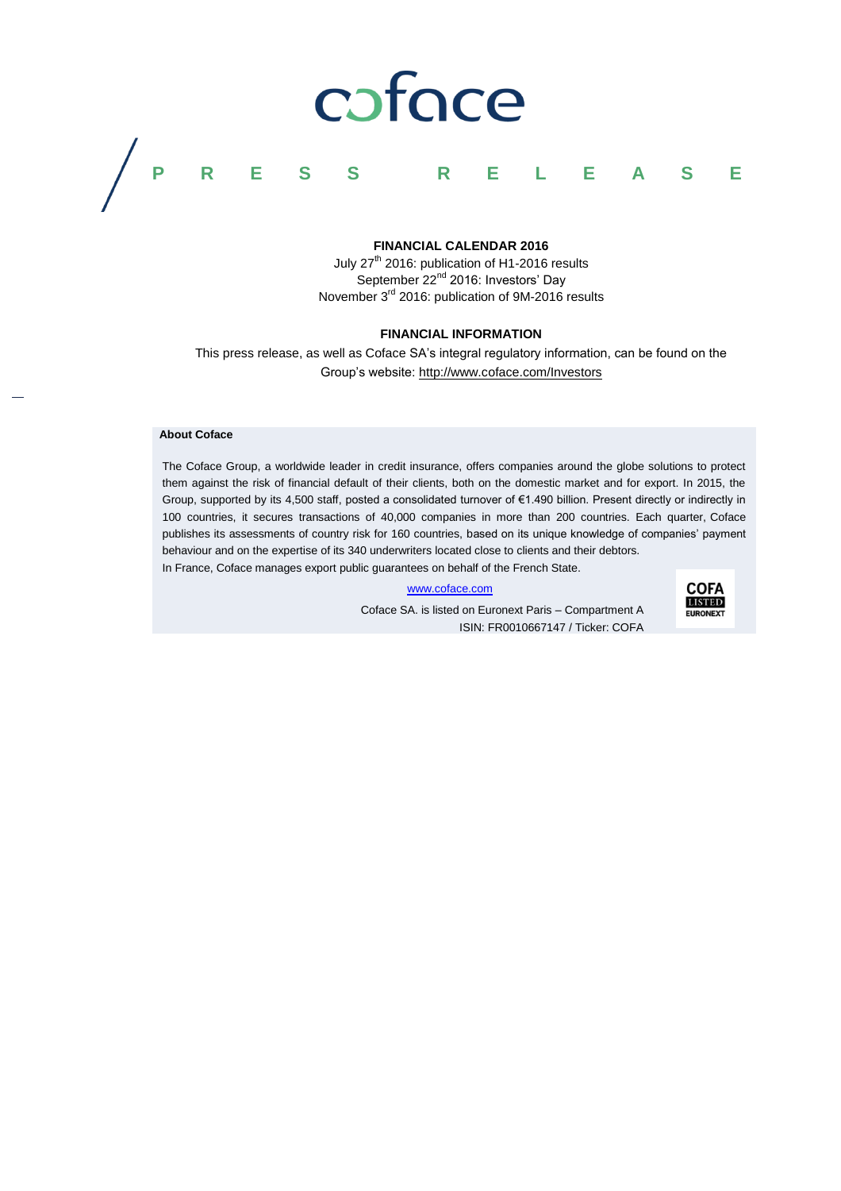coface

P R E S S R E L E A S E

**FINANCIAL CALENDAR 2016**

July 27th 2016: publication of H1-2016 results
September 22nd 2016: Investors' Day
November 3rd 2016: publication of 9M-2016 results

**FINANCIAL INFORMATION**

This press release, as well as Coface SA's integral regulatory information, can be found on the Group's website: http://www.coface.com/Investors

**About Coface**

The Coface Group, a worldwide leader in credit insurance, offers companies around the globe solutions to protect them against the risk of financial default of their clients, both on the domestic market and for export. In 2015, the Group, supported by its 4,500 staff, posted a consolidated turnover of €1.490 billion. Present directly or indirectly in 100 countries, it secures transactions of 40,000 companies in more than 200 countries. Each quarter, Coface publishes its assessments of country risk for 160 countries, based on its unique knowledge of companies' payment behaviour and on the expertise of its 340 underwriters located close to clients and their debtors.
In France, Coface manages export public guarantees on behalf of the French State.

www.coface.com

Coface SA. is listed on Euronext Paris – Compartment A
ISIN: FR0010667147 / Ticker: COFA

COFA LISTED EURONEXT